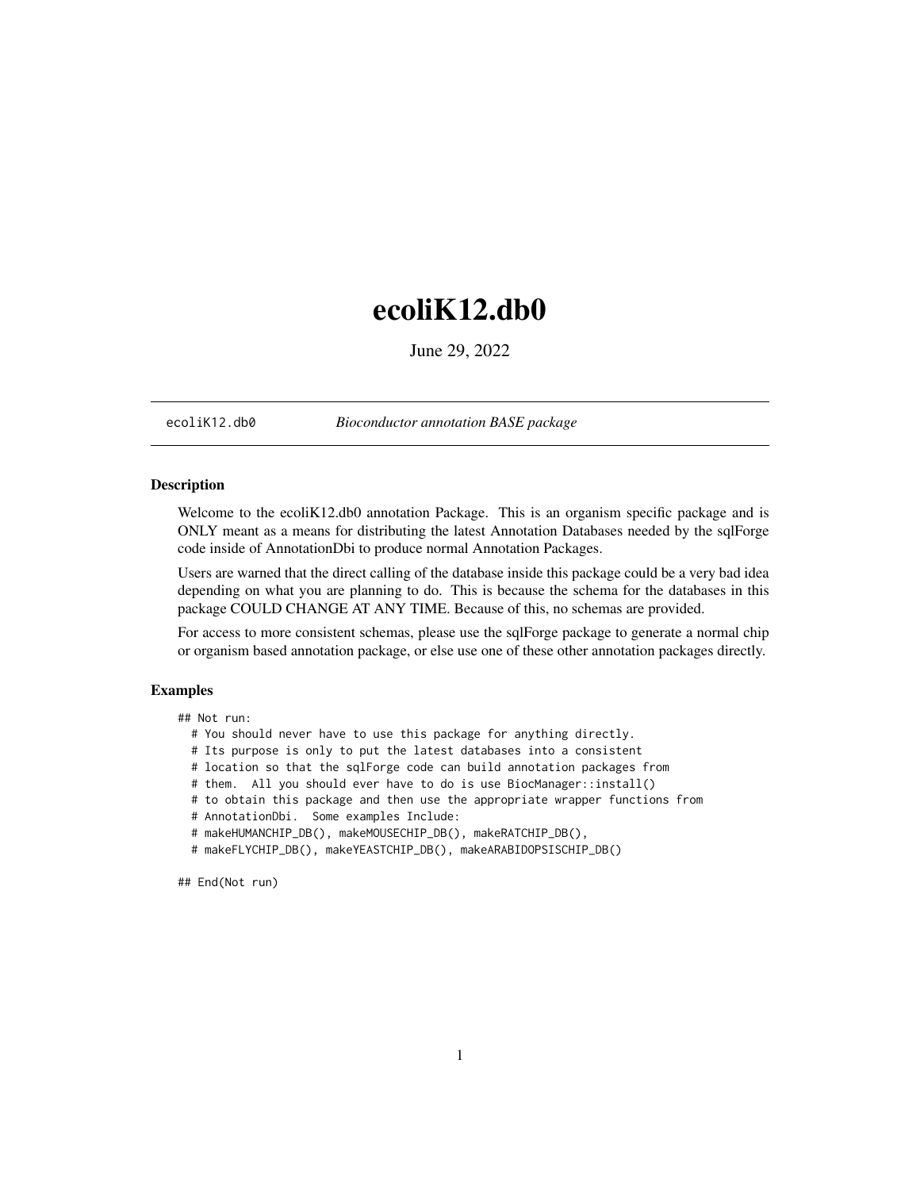# ecoliK12.db0

June 29, 2022

`ecoliK12.db0` *Bioconductor annotation BASE package*

### Description

Welcome to the ecoliK12.db0 annotation Package. This is an organism specific package and is ONLY meant as a means for distributing the latest Annotation Databases needed by the sqlForge code inside of AnnotationDbi to produce normal Annotation Packages.

Users are warned that the direct calling of the database inside this package could be a very bad idea depending on what you are planning to do. This is because the schema for the databases in this package COULD CHANGE AT ANY TIME. Because of this, no schemas are provided.

For access to more consistent schemas, please use the sqlForge package to generate a normal chip or organism based annotation package, or else use one of these other annotation packages directly.

### Examples

```
## Not run:
  # You should never have to use this package for anything directly.
  # Its purpose is only to put the latest databases into a consistent
  # location so that the sqlForge code can build annotation packages from
  # them.  All you should ever have to do is use BiocManager::install()
  # to obtain this package and then use the appropriate wrapper functions from
  # AnnotationDbi.  Some examples Include:
  # makeHUMANCHIP_DB(), makeMOUSECHIP_DB(), makeRATCHIP_DB(),
  # makeFLYCHIP_DB(), makeYEASTCHIP_DB(), makeARABIDOPSISCHIP_DB()

## End(Not run)
```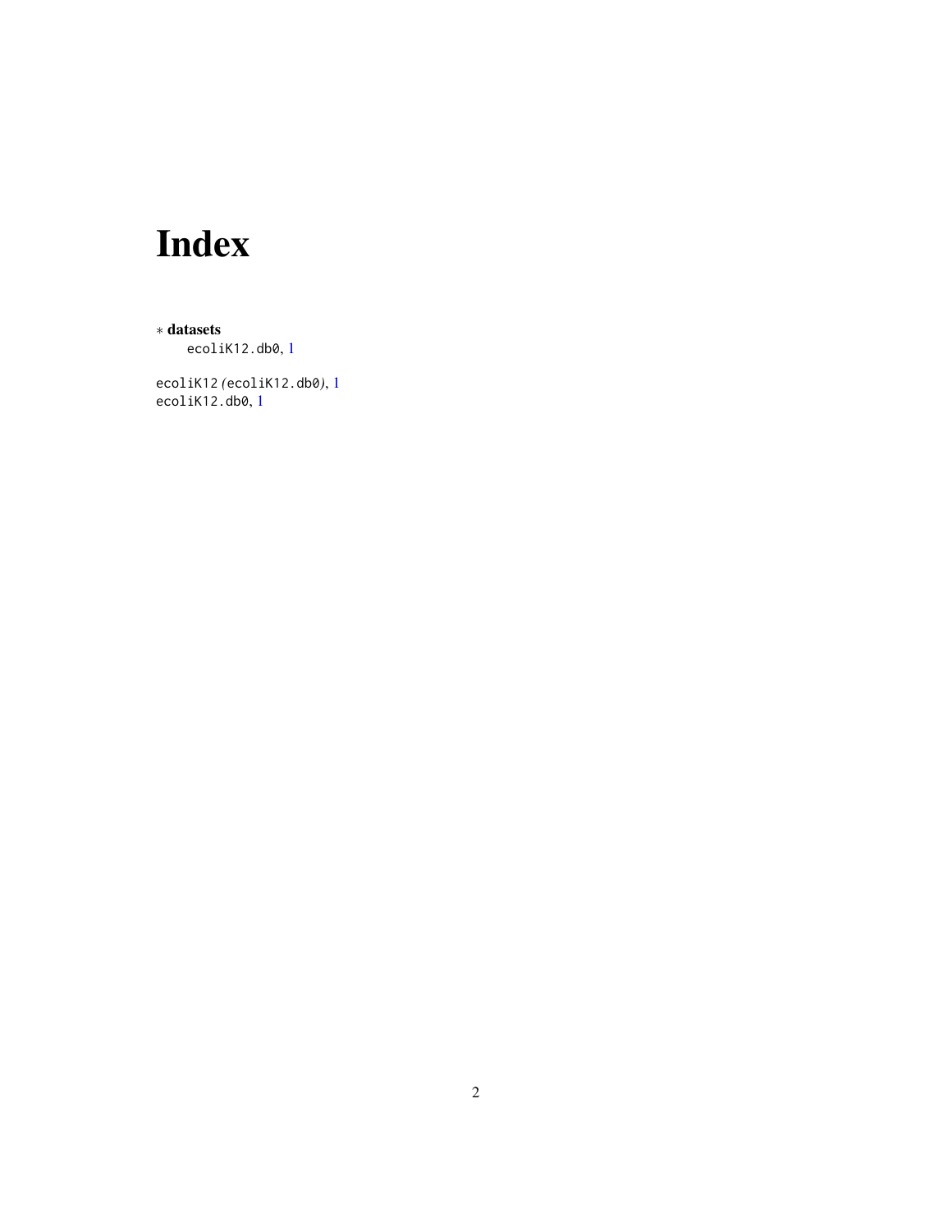# Index

∗ **datasets**
    ecoliK12.db0, 1

ecoliK12 *(*ecoliK12.db0*)*, 1
ecoliK12.db0, 1